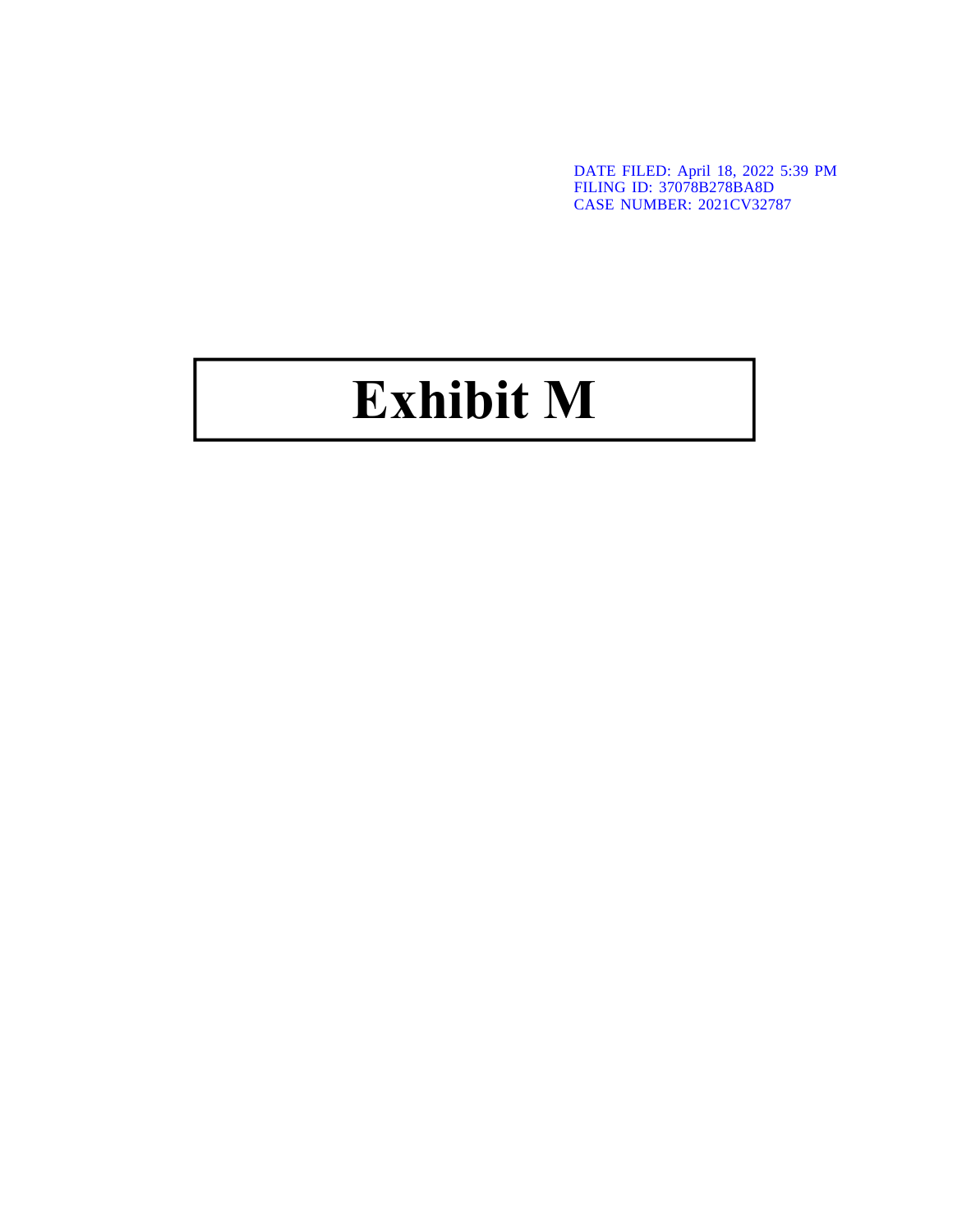DATE FILED: April 18, 2022 5:39 PM
FILING ID: 37078B278BA8D
CASE NUMBER: 2021CV32787

# Exhibit M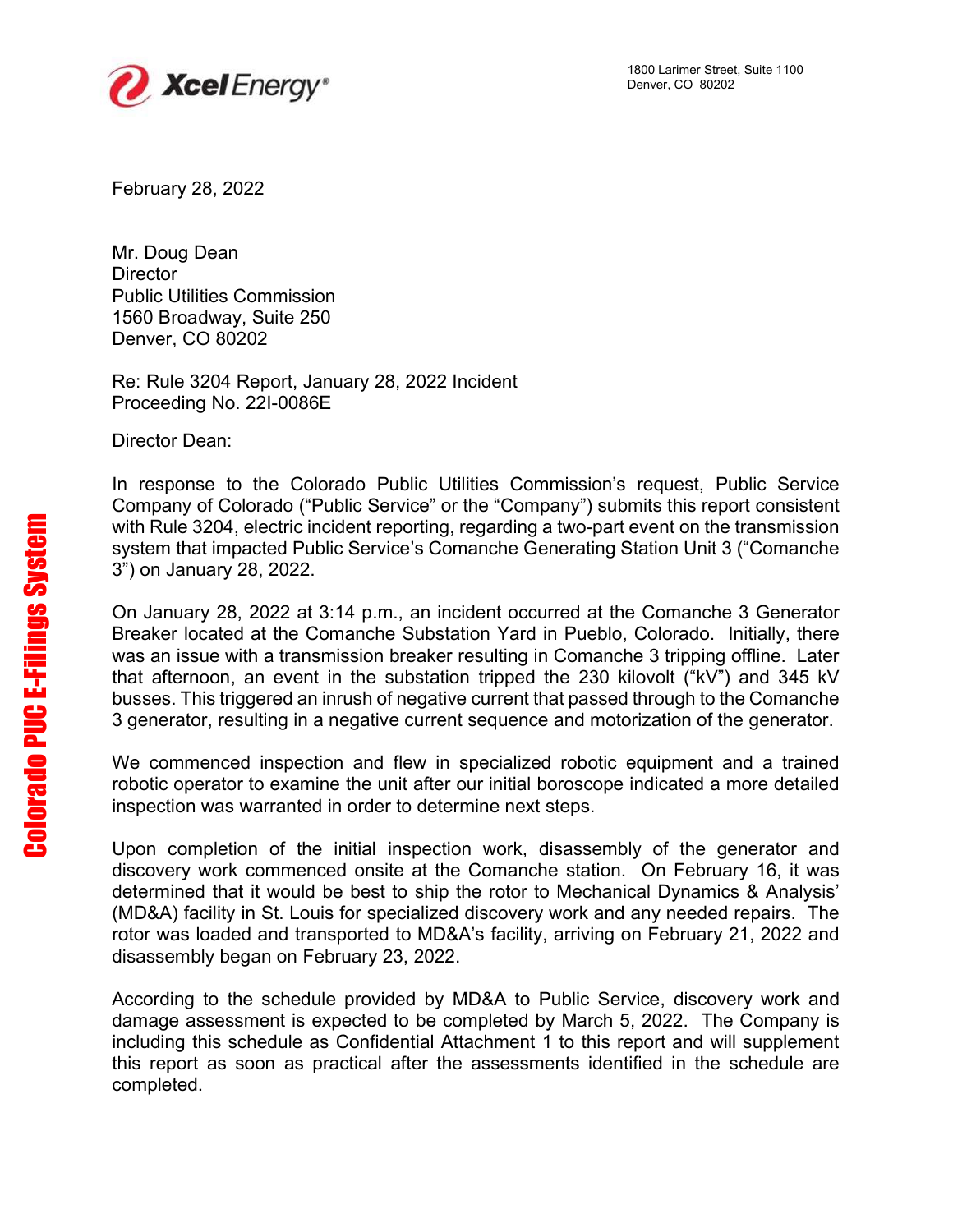Xcel Energy®

1800 Larimer Street, Suite 1100
Denver, CO 80202

February 28, 2022

Mr. Doug Dean
Director
Public Utilities Commission
1560 Broadway, Suite 250
Denver, CO 80202

Re: Rule 3204 Report, January 28, 2022 Incident
Proceeding No. 22I-0086E

Director Dean:

In response to the Colorado Public Utilities Commission's request, Public Service Company of Colorado ("Public Service" or the "Company") submits this report consistent with Rule 3204, electric incident reporting, regarding a two-part event on the transmission system that impacted Public Service's Comanche Generating Station Unit 3 ("Comanche 3") on January 28, 2022.

On January 28, 2022 at 3:14 p.m., an incident occurred at the Comanche 3 Generator Breaker located at the Comanche Substation Yard in Pueblo, Colorado. Initially, there was an issue with a transmission breaker resulting in Comanche 3 tripping offline. Later that afternoon, an event in the substation tripped the 230 kilovolt ("kV") and 345 kV busses. This triggered an inrush of negative current that passed through to the Comanche 3 generator, resulting in a negative current sequence and motorization of the generator.

We commenced inspection and flew in specialized robotic equipment and a trained robotic operator to examine the unit after our initial boroscope indicated a more detailed inspection was warranted in order to determine next steps.

Upon completion of the initial inspection work, disassembly of the generator and discovery work commenced onsite at the Comanche station. On February 16, it was determined that it would be best to ship the rotor to Mechanical Dynamics & Analysis' (MD&A) facility in St. Louis for specialized discovery work and any needed repairs. The rotor was loaded and transported to MD&A's facility, arriving on February 21, 2022 and disassembly began on February 23, 2022.

According to the schedule provided by MD&A to Public Service, discovery work and damage assessment is expected to be completed by March 5, 2022. The Company is including this schedule as Confidential Attachment 1 to this report and will supplement this report as soon as practical after the assessments identified in the schedule are completed.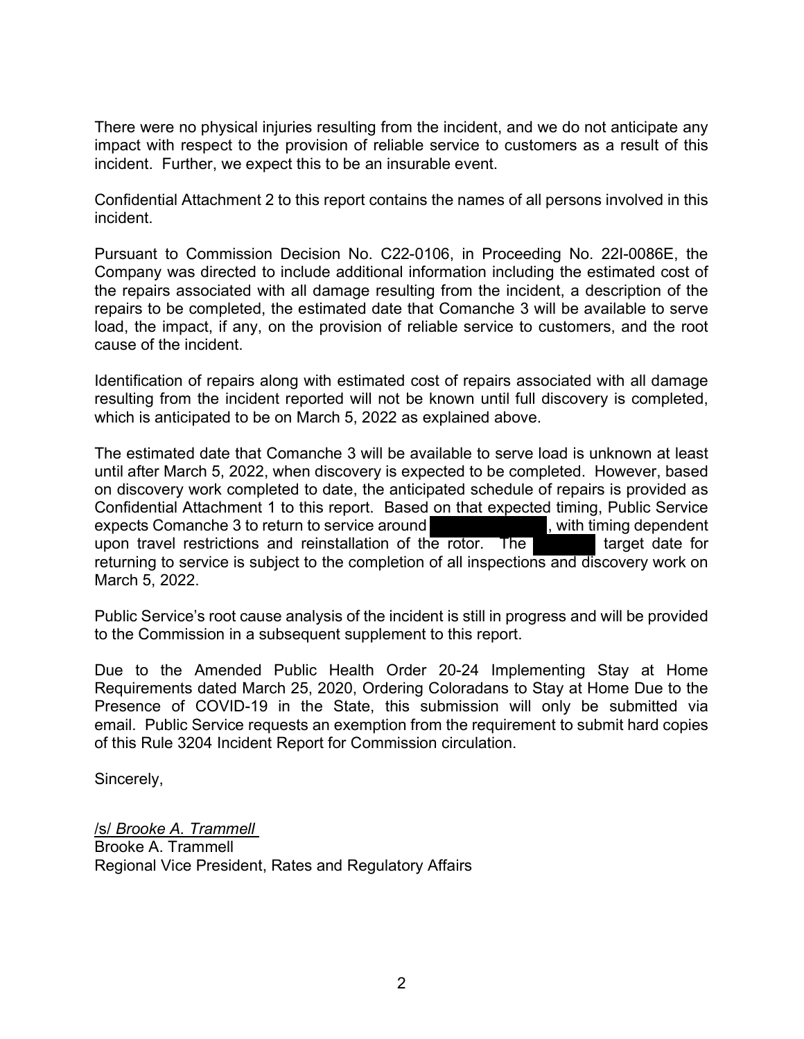There were no physical injuries resulting from the incident, and we do not anticipate any impact with respect to the provision of reliable service to customers as a result of this incident. Further, we expect this to be an insurable event.

Confidential Attachment 2 to this report contains the names of all persons involved in this incident.

Pursuant to Commission Decision No. C22-0106, in Proceeding No. 22I-0086E, the Company was directed to include additional information including the estimated cost of the repairs associated with all damage resulting from the incident, a description of the repairs to be completed, the estimated date that Comanche 3 will be available to serve load, the impact, if any, on the provision of reliable service to customers, and the root cause of the incident.

Identification of repairs along with estimated cost of repairs associated with all damage resulting from the incident reported will not be known until full discovery is completed, which is anticipated to be on March 5, 2022 as explained above.

The estimated date that Comanche 3 will be available to serve load is unknown at least until after March 5, 2022, when discovery is expected to be completed. However, based on discovery work completed to date, the anticipated schedule of repairs is provided as Confidential Attachment 1 to this report. Based on that expected timing, Public Service expects Comanche 3 to return to service around [REDACTED], with timing dependent upon travel restrictions and reinstallation of the rotor. The [REDACTED] target date for returning to service is subject to the completion of all inspections and discovery work on March 5, 2022.

Public Service's root cause analysis of the incident is still in progress and will be provided to the Commission in a subsequent supplement to this report.

Due to the Amended Public Health Order 20-24 Implementing Stay at Home Requirements dated March 25, 2020, Ordering Coloradans to Stay at Home Due to the Presence of COVID-19 in the State, this submission will only be submitted via email. Public Service requests an exemption from the requirement to submit hard copies of this Rule 3204 Incident Report for Commission circulation.

Sincerely,

/s/ *Brooke A. Trammell*
Brooke A. Trammell
Regional Vice President, Rates and Regulatory Affairs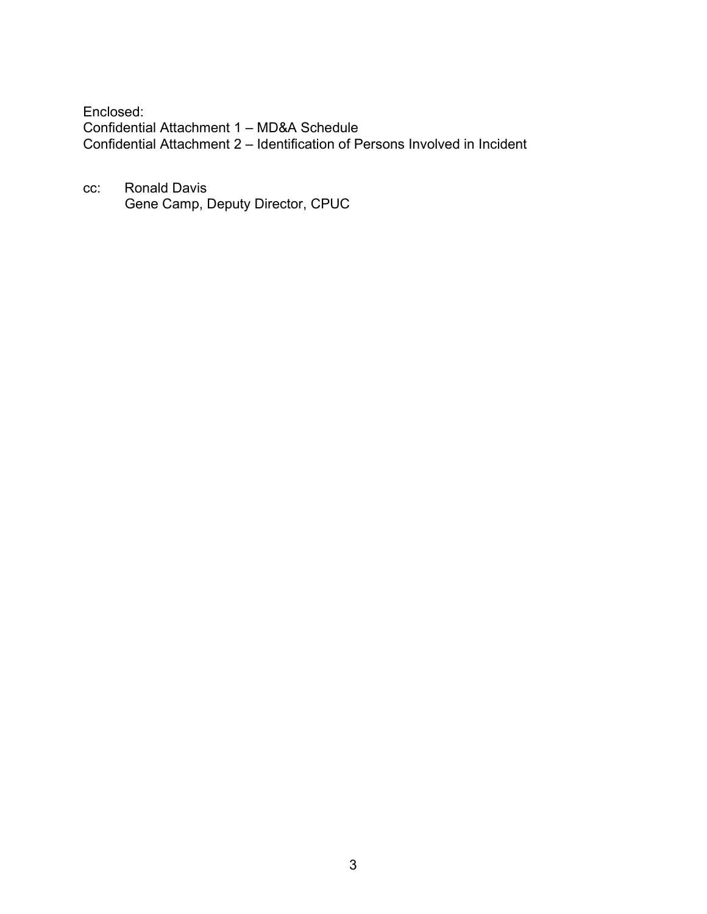Enclosed:
Confidential Attachment 1 – MD&A Schedule
Confidential Attachment 2 – Identification of Persons Involved in Incident

cc: Ronald Davis
Gene Camp, Deputy Director, CPUC